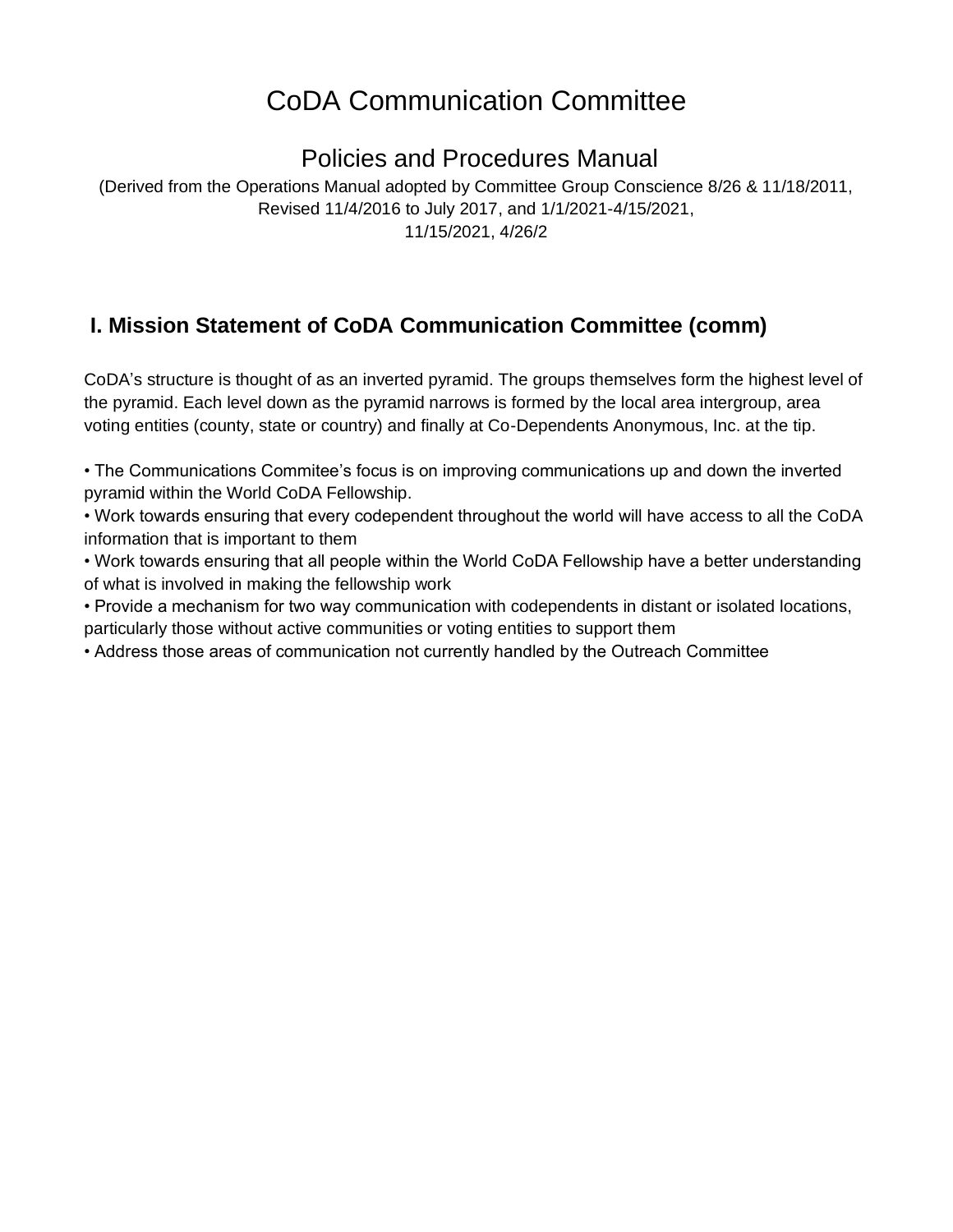# CoDA Communication Committee

## Policies and Procedures Manual

(Derived from the Operations Manual adopted by Committee Group Conscience 8/26 & 11/18/2011, Revised 11/4/2016 to July 2017, and 1/1/2021-4/15/2021, 11/15/2021, 4/26/2

## I. Mission Statement of CoDA Communication Committee (comm)

CoDA's structure is thought of as an inverted pyramid. The groups themselves form the highest level of the pyramid. Each level down as the pyramid narrows is formed by the local area intergroup, area voting entities (county, state or country) and finally at Co-Dependents Anonymous, Inc. at the tip.

- The Communications Commitee's focus is on improving communications up and down the inverted pyramid within the World CoDA Fellowship.
- Work towards ensuring that every codependent throughout the world will have access to all the CoDA information that is important to them
- Work towards ensuring that all people within the World CoDA Fellowship have a better understanding of what is involved in making the fellowship work
- Provide a mechanism for two way communication with codependents in distant or isolated locations, particularly those without active communities or voting entities to support them
- Address those areas of communication not currently handled by the Outreach Committee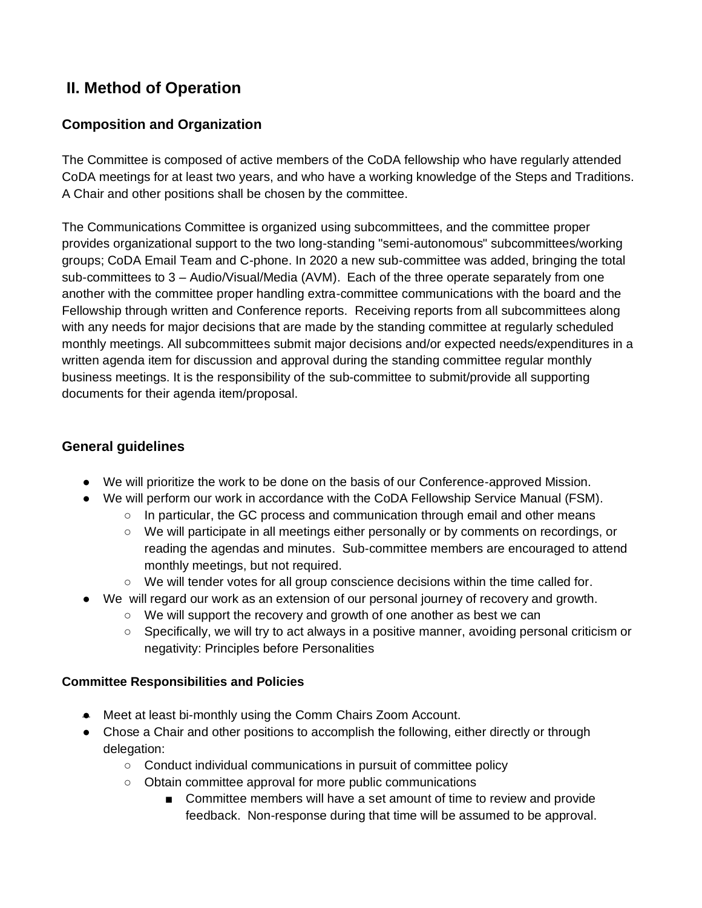## II. Method of Operation

### Composition and Organization

The Committee is composed of active members of the CoDA fellowship who have regularly attended CoDA meetings for at least two years, and who have a working knowledge of the Steps and Traditions. A Chair and other positions shall be chosen by the committee.

The Communications Committee is organized using subcommittees, and the committee proper provides organizational support to the two long-standing "semi-autonomous" subcommittees/working groups; CoDA Email Team and C-phone. In 2020 a new sub-committee was added, bringing the total sub-committees to 3 – Audio/Visual/Media (AVM). Each of the three operate separately from one another with the committee proper handling extra-committee communications with the board and the Fellowship through written and Conference reports. Receiving reports from all subcommittees along with any needs for major decisions that are made by the standing committee at regularly scheduled monthly meetings. All subcommittees submit major decisions and/or expected needs/expenditures in a written agenda item for discussion and approval during the standing committee regular monthly business meetings. It is the responsibility of the sub-committee to submit/provide all supporting documents for their agenda item/proposal.

### General guidelines

- We will prioritize the work to be done on the basis of our Conference-approved Mission.
- We will perform our work in accordance with the CoDA Fellowship Service Manual (FSM).
  - In particular, the GC process and communication through email and other means
  - We will participate in all meetings either personally or by comments on recordings, or reading the agendas and minutes. Sub-committee members are encouraged to attend monthly meetings, but not required.
  - We will tender votes for all group conscience decisions within the time called for.
- We will regard our work as an extension of our personal journey of recovery and growth.
  - We will support the recovery and growth of one another as best we can
  - Specifically, we will try to act always in a positive manner, avoiding personal criticism or negativity: Principles before Personalities

#### Committee Responsibilities and Policies

- Meet at least bi-monthly using the Comm Chairs Zoom Account.
- Chose a Chair and other positions to accomplish the following, either directly or through delegation:
  - Conduct individual communications in pursuit of committee policy
  - Obtain committee approval for more public communications
    - Committee members will have a set amount of time to review and provide feedback. Non-response during that time will be assumed to be approval.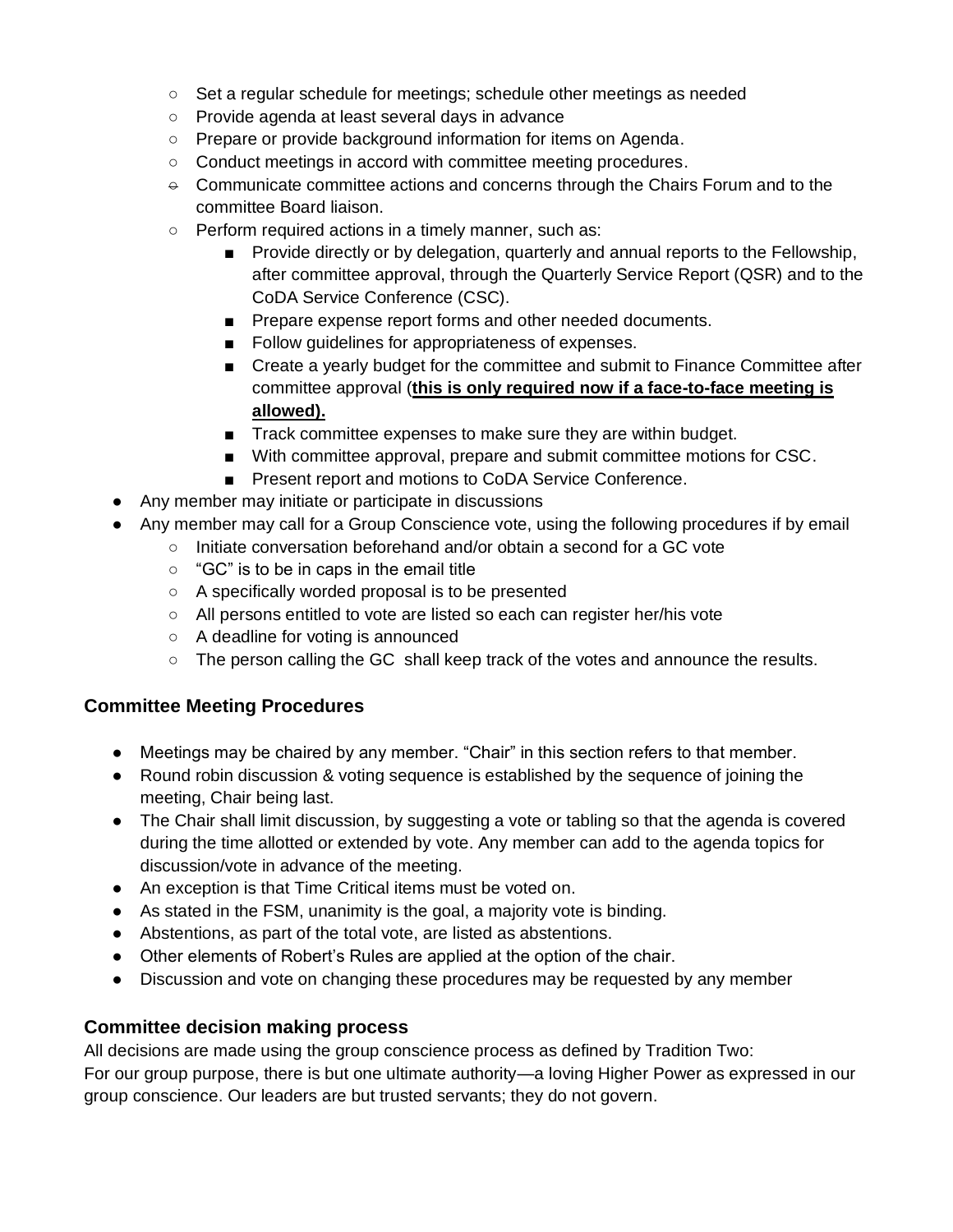- Set a regular schedule for meetings; schedule other meetings as needed
    - Provide agenda at least several days in advance
    - Prepare or provide background information for items on Agenda.
    - Conduct meetings in accord with committee meeting procedures.
    - Communicate committee actions and concerns through the Chairs Forum and to the committee Board liaison.
    - Perform required actions in a timely manner, such as:
        - Provide directly or by delegation, quarterly and annual reports to the Fellowship, after committee approval, through the Quarterly Service Report (QSR) and to the CoDA Service Conference (CSC).
        - Prepare expense report forms and other needed documents.
        - Follow guidelines for appropriateness of expenses.
        - Create a yearly budget for the committee and submit to Finance Committee after committee approval (**<u>this is only required now if a face-to-face meeting is allowed).</u>**
        - Track committee expenses to make sure they are within budget.
        - With committee approval, prepare and submit committee motions for CSC.
        - Present report and motions to CoDA Service Conference.
- Any member may initiate or participate in discussions
- Any member may call for a Group Conscience vote, using the following procedures if by email
    - Initiate conversation beforehand and/or obtain a second for a GC vote
    - "GC" is to be in caps in the email title
    - A specifically worded proposal is to be presented
    - All persons entitled to vote are listed so each can register her/his vote
    - A deadline for voting is announced
    - The person calling the GC shall keep track of the votes and announce the results.

### Committee Meeting Procedures

- Meetings may be chaired by any member. "Chair" in this section refers to that member.
- Round robin discussion & voting sequence is established by the sequence of joining the meeting, Chair being last.
- The Chair shall limit discussion, by suggesting a vote or tabling so that the agenda is covered during the time allotted or extended by vote. Any member can add to the agenda topics for discussion/vote in advance of the meeting.
- An exception is that Time Critical items must be voted on.
- As stated in the FSM, unanimity is the goal, a majority vote is binding.
- Abstentions, as part of the total vote, are listed as abstentions.
- Other elements of Robert's Rules are applied at the option of the chair.
- Discussion and vote on changing these procedures may be requested by any member

### Committee decision making process

All decisions are made using the group conscience process as defined by Tradition Two:
For our group purpose, there is but one ultimate authority—a loving Higher Power as expressed in our group conscience. Our leaders are but trusted servants; they do not govern.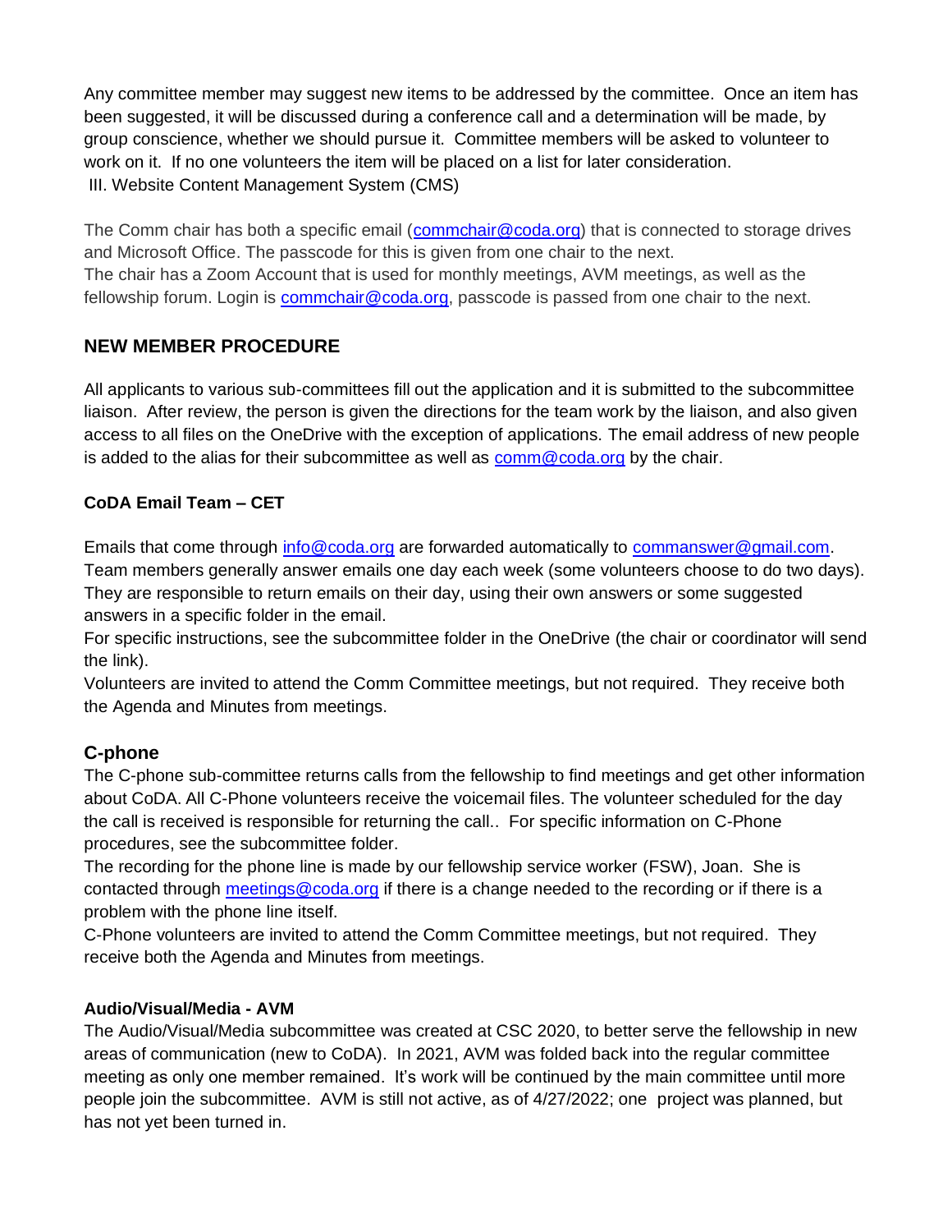Any committee member may suggest new items to be addressed by the committee. Once an item has been suggested, it will be discussed during a conference call and a determination will be made, by group conscience, whether we should pursue it. Committee members will be asked to volunteer to work on it. If no one volunteers the item will be placed on a list for later consideration.

III. Website Content Management System (CMS)

The Comm chair has both a specific email (commchair@coda.org) that is connected to storage drives and Microsoft Office. The passcode for this is given from one chair to the next.
The chair has a Zoom Account that is used for monthly meetings, AVM meetings, as well as the fellowship forum. Login is commchair@coda.org, passcode is passed from one chair to the next.

## NEW MEMBER PROCEDURE

All applicants to various sub-committees fill out the application and it is submitted to the subcommittee liaison. After review, the person is given the directions for the team work by the liaison, and also given access to all files on the OneDrive with the exception of applications. The email address of new people is added to the alias for their subcommittee as well as comm@coda.org by the chair.

### CoDA Email Team – CET

Emails that come through info@coda.org are forwarded automatically to commanswer@gmail.com.
Team members generally answer emails one day each week (some volunteers choose to do two days). They are responsible to return emails on their day, using their own answers or some suggested answers in a specific folder in the email.
For specific instructions, see the subcommittee folder in the OneDrive (the chair or coordinator will send the link).
Volunteers are invited to attend the Comm Committee meetings, but not required. They receive both the Agenda and Minutes from meetings.

## C-phone

The C-phone sub-committee returns calls from the fellowship to find meetings and get other information about CoDA. All C-Phone volunteers receive the voicemail files. The volunteer scheduled for the day the call is received is responsible for returning the call.. For specific information on C-Phone procedures, see the subcommittee folder.
The recording for the phone line is made by our fellowship service worker (FSW), Joan. She is contacted through meetings@coda.org if there is a change needed to the recording or if there is a problem with the phone line itself.
C-Phone volunteers are invited to attend the Comm Committee meetings, but not required. They receive both the Agenda and Minutes from meetings.

### Audio/Visual/Media - AVM

The Audio/Visual/Media subcommittee was created at CSC 2020, to better serve the fellowship in new areas of communication (new to CoDA). In 2021, AVM was folded back into the regular committee meeting as only one member remained. It's work will be continued by the main committee until more people join the subcommittee. AVM is still not active, as of 4/27/2022; one project was planned, but has not yet been turned in.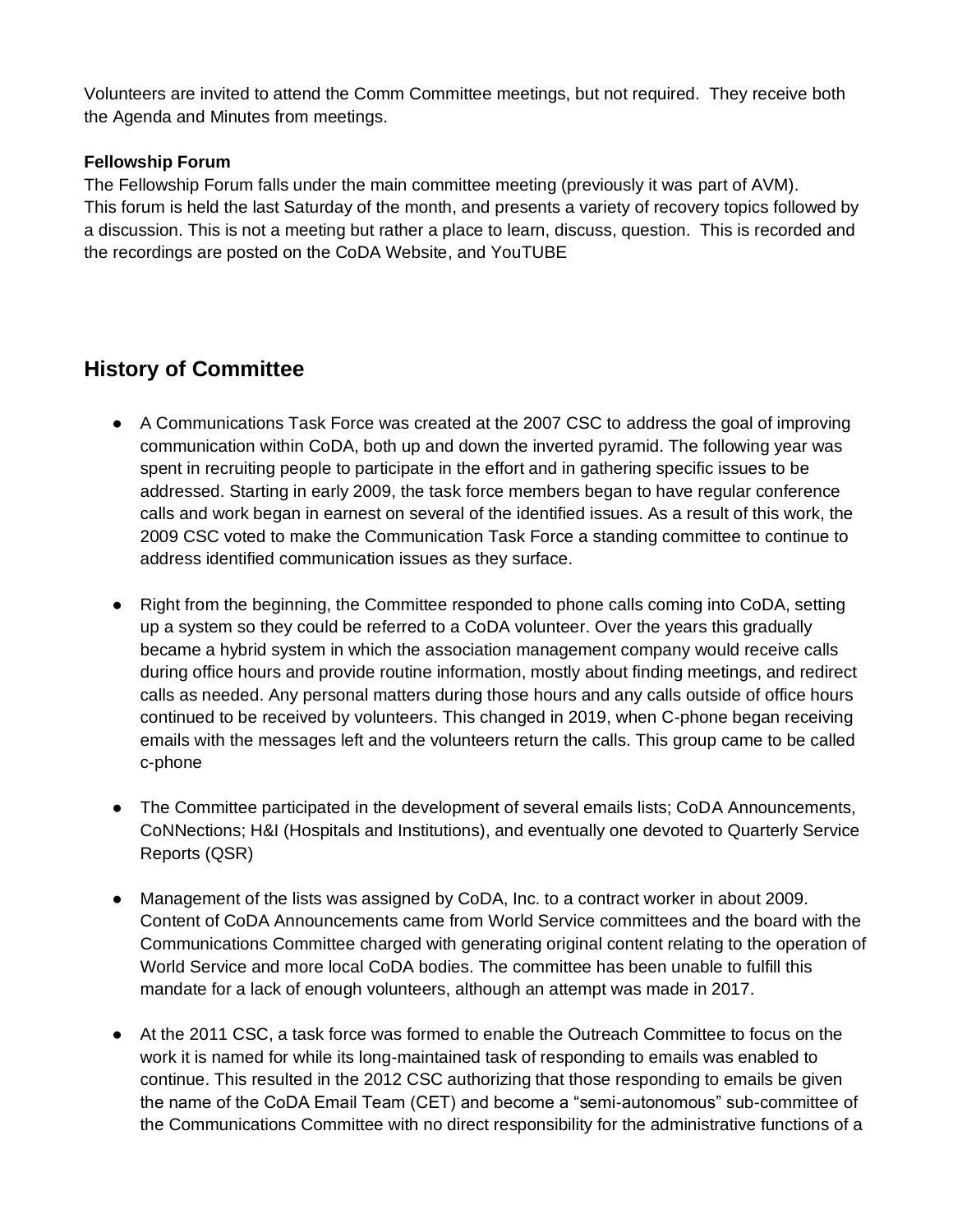Volunteers are invited to attend the Comm Committee meetings, but not required. They receive both the Agenda and Minutes from meetings.

**Fellowship Forum**

The Fellowship Forum falls under the main committee meeting (previously it was part of AVM). This forum is held the last Saturday of the month, and presents a variety of recovery topics followed by a discussion. This is not a meeting but rather a place to learn, discuss, question. This is recorded and the recordings are posted on the CoDA Website, and YouTUBE

## History of Committee

- A Communications Task Force was created at the 2007 CSC to address the goal of improving communication within CoDA, both up and down the inverted pyramid. The following year was spent in recruiting people to participate in the effort and in gathering specific issues to be addressed. Starting in early 2009, the task force members began to have regular conference calls and work began in earnest on several of the identified issues. As a result of this work, the 2009 CSC voted to make the Communication Task Force a standing committee to continue to address identified communication issues as they surface.

- Right from the beginning, the Committee responded to phone calls coming into CoDA, setting up a system so they could be referred to a CoDA volunteer. Over the years this gradually became a hybrid system in which the association management company would receive calls during office hours and provide routine information, mostly about finding meetings, and redirect calls as needed. Any personal matters during those hours and any calls outside of office hours continued to be received by volunteers. This changed in 2019, when C-phone began receiving emails with the messages left and the volunteers return the calls. This group came to be called c-phone

- The Committee participated in the development of several emails lists; CoDA Announcements, CoNNections; H&I (Hospitals and Institutions), and eventually one devoted to Quarterly Service Reports (QSR)

- Management of the lists was assigned by CoDA, Inc. to a contract worker in about 2009. Content of CoDA Announcements came from World Service committees and the board with the Communications Committee charged with generating original content relating to the operation of World Service and more local CoDA bodies. The committee has been unable to fulfill this mandate for a lack of enough volunteers, although an attempt was made in 2017.

- At the 2011 CSC, a task force was formed to enable the Outreach Committee to focus on the work it is named for while its long-maintained task of responding to emails was enabled to continue. This resulted in the 2012 CSC authorizing that those responding to emails be given the name of the CoDA Email Team (CET) and become a "semi-autonomous" sub-committee of the Communications Committee with no direct responsibility for the administrative functions of a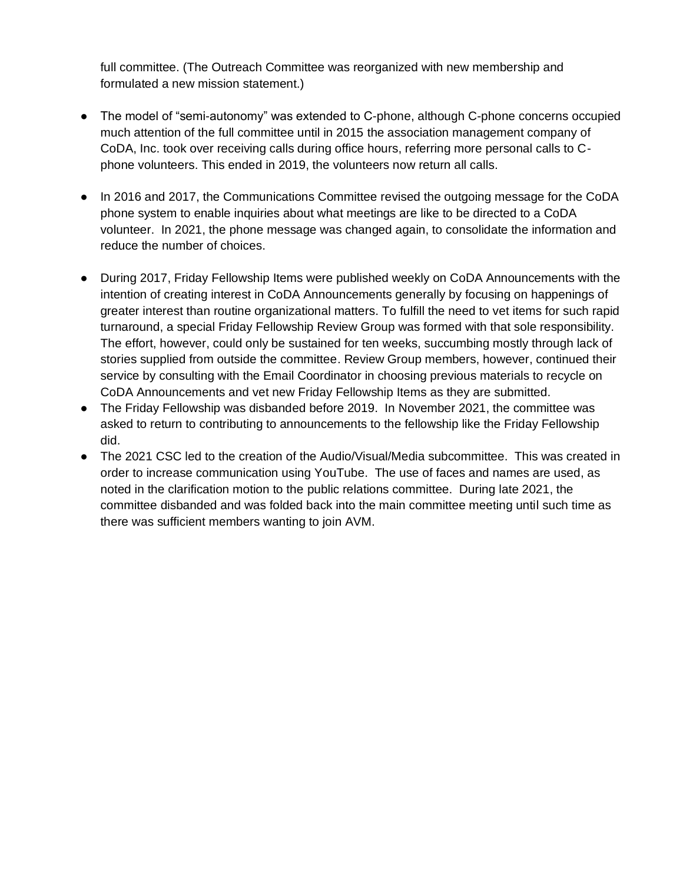full committee. (The Outreach Committee was reorganized with new membership and formulated a new mission statement.)

- The model of "semi-autonomy" was extended to C-phone, although C-phone concerns occupied much attention of the full committee until in 2015 the association management company of CoDA, Inc. took over receiving calls during office hours, referring more personal calls to C-phone volunteers. This ended in 2019, the volunteers now return all calls.

- In 2016 and 2017, the Communications Committee revised the outgoing message for the CoDA phone system to enable inquiries about what meetings are like to be directed to a CoDA volunteer. In 2021, the phone message was changed again, to consolidate the information and reduce the number of choices.

- During 2017, Friday Fellowship Items were published weekly on CoDA Announcements with the intention of creating interest in CoDA Announcements generally by focusing on happenings of greater interest than routine organizational matters. To fulfill the need to vet items for such rapid turnaround, a special Friday Fellowship Review Group was formed with that sole responsibility. The effort, however, could only be sustained for ten weeks, succumbing mostly through lack of stories supplied from outside the committee. Review Group members, however, continued their service by consulting with the Email Coordinator in choosing previous materials to recycle on CoDA Announcements and vet new Friday Fellowship Items as they are submitted.
- The Friday Fellowship was disbanded before 2019. In November 2021, the committee was asked to return to contributing to announcements to the fellowship like the Friday Fellowship did.
- The 2021 CSC led to the creation of the Audio/Visual/Media subcommittee. This was created in order to increase communication using YouTube. The use of faces and names are used, as noted in the clarification motion to the public relations committee. During late 2021, the committee disbanded and was folded back into the main committee meeting until such time as there was sufficient members wanting to join AVM.